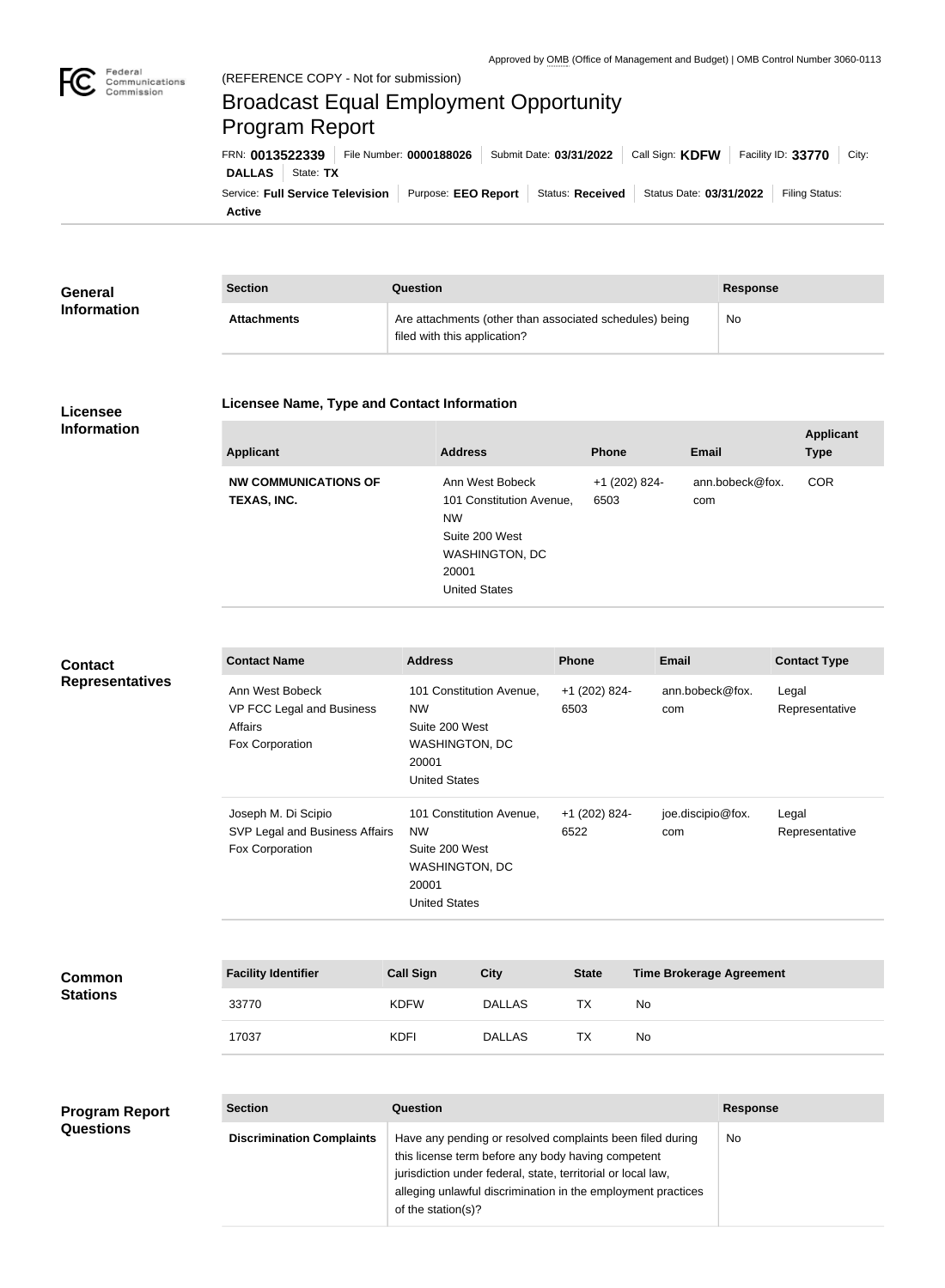Approved by OMB (Office of Management and Budget) | OMB Control Number 3060-0113

(REFERENCE COPY - Not for submission)

# Broadcast Equal Employment Opportunity Program Report

FRN: **0013522339** | File Number: **0000188026** | Submit Date: **03/31/2022** | Call Sign: **KDFW** | Facility ID: **33770** | City: **DALLAS** | State: **TX**

Service: **Full Service Television** | Purpose: **EEO Report** | Status: **Received** | Status Date: **03/31/2022** | Filing Status: **Active**

## General Information

| Section | Question | Response |
| --- | --- | --- |
| **Attachments** | Are attachments (other than associated schedules) being filed with this application? | No |

## Licensee Information

### Licensee Name, Type and Contact Information

| Applicant | Address | Phone | Email | Applicant Type |
| --- | --- | --- | --- | --- |
| **NW COMMUNICATIONS OF TEXAS, INC.** | Ann West Bobeck<br>101 Constitution Avenue, NW<br>Suite 200 West<br>WASHINGTON, DC 20001<br>United States | +1 (202) 824-6503 | ann.bobeck@fox.com | COR |

## Contact Representatives

| Contact Name | Address | Phone | Email | Contact Type |
| --- | --- | --- | --- | --- |
| Ann West Bobeck<br>VP FCC Legal and Business Affairs<br>Fox Corporation | 101 Constitution Avenue, NW<br>Suite 200 West<br>WASHINGTON, DC 20001<br>United States | +1 (202) 824-6503 | ann.bobeck@fox.com | Legal Representative |
| Joseph M. Di Scipio<br>SVP Legal and Business Affairs<br>Fox Corporation | 101 Constitution Avenue, NW<br>Suite 200 West<br>WASHINGTON, DC 20001<br>United States | +1 (202) 824-6522 | joe.discipio@fox.com | Legal Representative |

## Common Stations

| Facility Identifier | Call Sign | City | State | Time Brokerage Agreement |
| --- | --- | --- | --- | --- |
| 33770 | KDFW | DALLAS | TX | No |
| 17037 | KDFI | DALLAS | TX | No |

## Program Report Questions

| Section | Question | Response |
| --- | --- | --- |
| **Discrimination Complaints** | Have any pending or resolved complaints been filed during this license term before any body having competent jurisdiction under federal, state, territorial or local law, alleging unlawful discrimination in the employment practices of the station(s)? | No |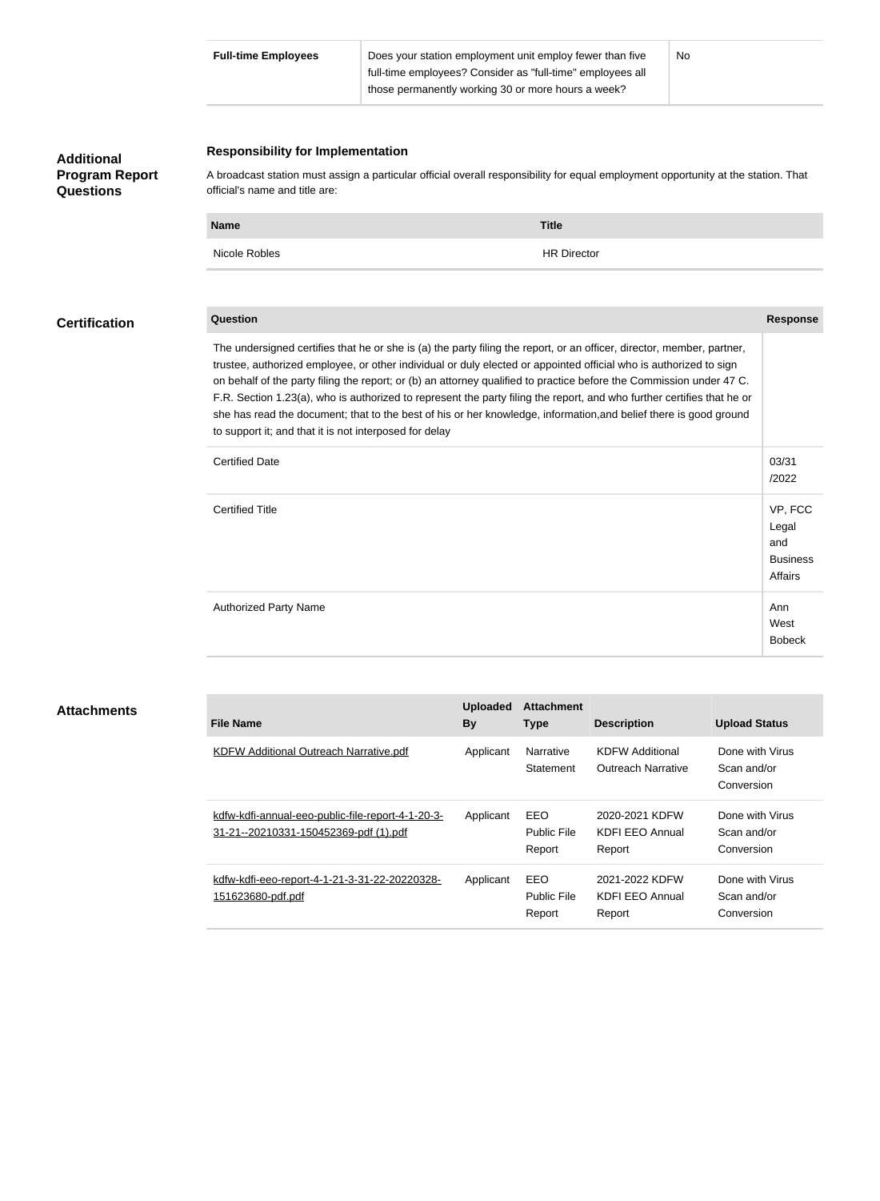| | | |
|---|---|---|
| **Full-time Employees** | Does your station employment unit employ fewer than five full-time employees? Consider as "full-time" employees all those permanently working 30 or more hours a week? | No |

## Additional Program Report Questions

**Responsibility for Implementation**

A broadcast station must assign a particular official overall responsibility for equal employment opportunity at the station. That official's name and title are:

| Name | Title |
|---|---|
| Nicole Robles | HR Director |

## Certification

| Question | Response |
|---|---|
| The undersigned certifies that he or she is (a) the party filing the report, or an officer, director, member, partner, trustee, authorized employee, or other individual or duly elected or appointed official who is authorized to sign on behalf of the party filing the report; or (b) an attorney qualified to practice before the Commission under 47 C.F.R. Section 1.23(a), who is authorized to represent the party filing the report, and who further certifies that he or she has read the document; that to the best of his or her knowledge, information,and belief there is good ground to support it; and that it is not interposed for delay | |
| Certified Date | 03/31/2022 |
| Certified Title | VP, FCC Legal and Business Affairs |
| Authorized Party Name | Ann West Bobeck |

## Attachments

| File Name | Uploaded By | Attachment Type | Description | Upload Status |
|---|---|---|---|---|
| KDFW Additional Outreach Narrative.pdf | Applicant | Narrative Statement | KDFW Additional Outreach Narrative | Done with Virus Scan and/or Conversion |
| kdfw-kdfi-annual-eeo-public-file-report-4-1-20-3-31-21--20210331-150452369-pdf (1).pdf | Applicant | EEO Public File Report | 2020-2021 KDFW KDFI EEO Annual Report | Done with Virus Scan and/or Conversion |
| kdfw-kdfi-eeo-report-4-1-21-3-31-22-20220328-151623680-pdf.pdf | Applicant | EEO Public File Report | 2021-2022 KDFW KDFI EEO Annual Report | Done with Virus Scan and/or Conversion |